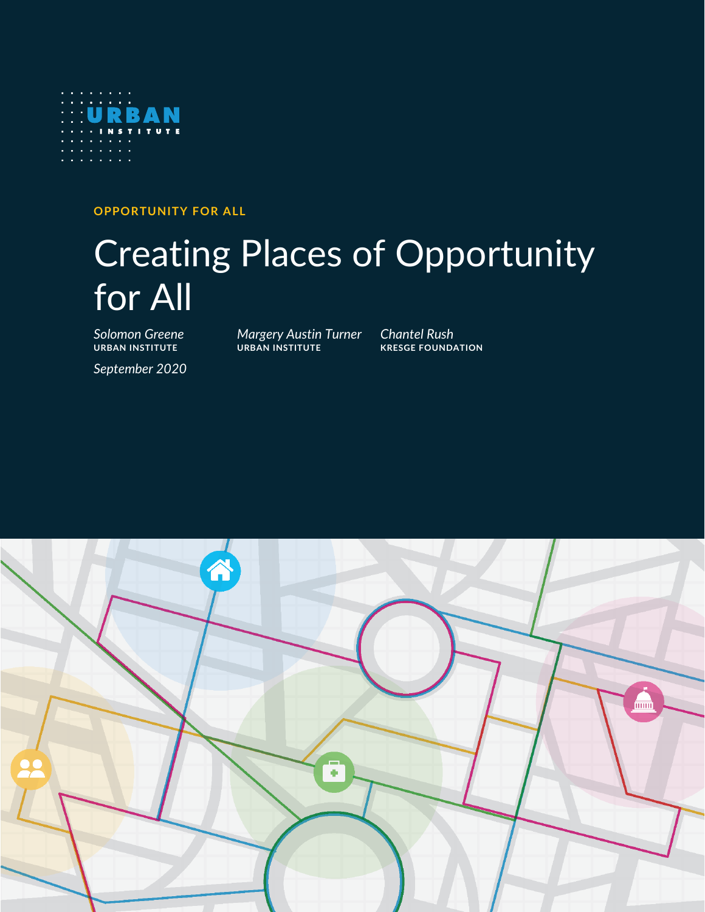URBAN INSTITUTE

OPPORTUNITY FOR ALL

# Creating Places of Opportunity for All

*Solomon Greene*
**URBAN INSTITUTE**

*Margery Austin Turner*
**URBAN INSTITUTE**

*Chantel Rush*
**KRESGE FOUNDATION**

*September 2020*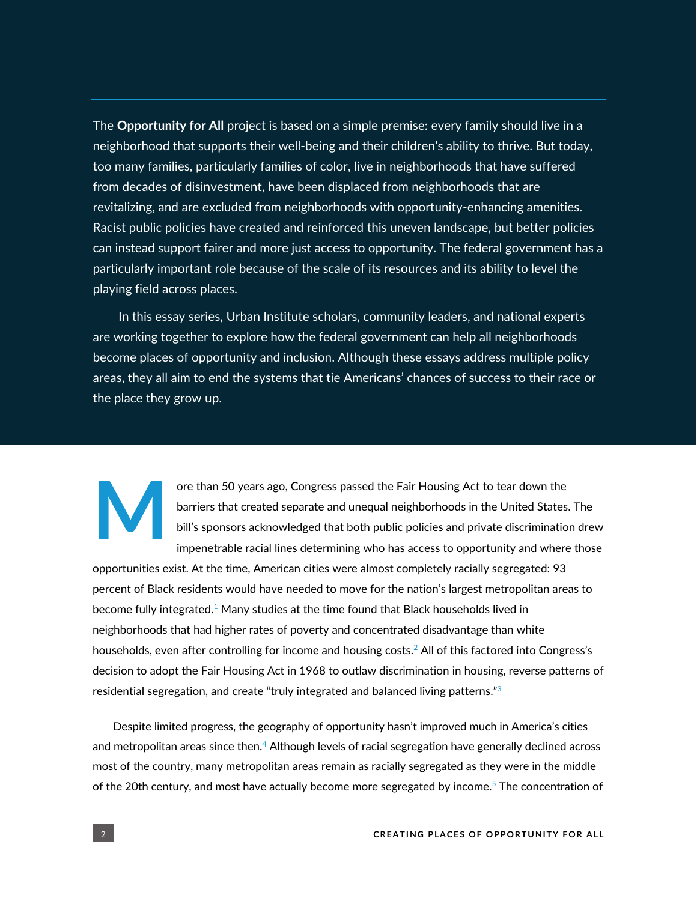The **Opportunity for All** project is based on a simple premise: every family should live in a neighborhood that supports their well-being and their children's ability to thrive. But today, too many families, particularly families of color, live in neighborhoods that have suffered from decades of disinvestment, have been displaced from neighborhoods that are revitalizing, and are excluded from neighborhoods with opportunity-enhancing amenities. Racist public policies have created and reinforced this uneven landscape, but better policies can instead support fairer and more just access to opportunity. The federal government has a particularly important role because of the scale of its resources and its ability to level the playing field across places.

In this essay series, Urban Institute scholars, community leaders, and national experts are working together to explore how the federal government can help all neighborhoods become places of opportunity and inclusion. Although these essays address multiple policy areas, they all aim to end the systems that tie Americans' chances of success to their race or the place they grow up.

More than 50 years ago, Congress passed the Fair Housing Act to tear down the barriers that created separate and unequal neighborhoods in the United States. The bill's sponsors acknowledged that both public policies and private discrimination drew impenetrable racial lines determining who has access to opportunity and where those opportunities exist. At the time, American cities were almost completely racially segregated: 93 percent of Black residents would have needed to move for the nation's largest metropolitan areas to become fully integrated.[1] Many studies at the time found that Black households lived in neighborhoods that had higher rates of poverty and concentrated disadvantage than white households, even after controlling for income and housing costs.[2] All of this factored into Congress's decision to adopt the Fair Housing Act in 1968 to outlaw discrimination in housing, reverse patterns of residential segregation, and create "truly integrated and balanced living patterns."[3]

Despite limited progress, the geography of opportunity hasn't improved much in America's cities and metropolitan areas since then.[4] Although levels of racial segregation have generally declined across most of the country, many metropolitan areas remain as racially segregated as they were in the middle of the 20th century, and most have actually become more segregated by income.[5] The concentration of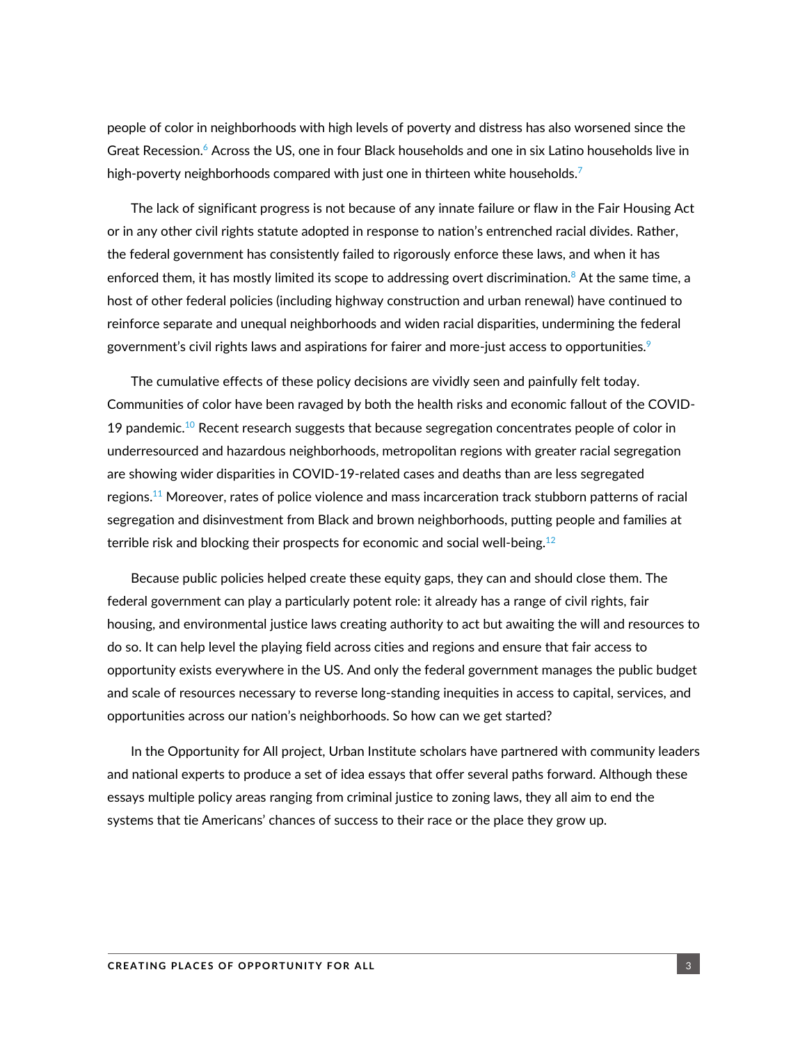people of color in neighborhoods with high levels of poverty and distress has also worsened since the Great Recession.[6] Across the US, one in four Black households and one in six Latino households live in high-poverty neighborhoods compared with just one in thirteen white households.[7]

The lack of significant progress is not because of any innate failure or flaw in the Fair Housing Act or in any other civil rights statute adopted in response to nation's entrenched racial divides. Rather, the federal government has consistently failed to rigorously enforce these laws, and when it has enforced them, it has mostly limited its scope to addressing overt discrimination.[8] At the same time, a host of other federal policies (including highway construction and urban renewal) have continued to reinforce separate and unequal neighborhoods and widen racial disparities, undermining the federal government's civil rights laws and aspirations for fairer and more-just access to opportunities.[9]

The cumulative effects of these policy decisions are vividly seen and painfully felt today. Communities of color have been ravaged by both the health risks and economic fallout of the COVID-19 pandemic.[10] Recent research suggests that because segregation concentrates people of color in underresourced and hazardous neighborhoods, metropolitan regions with greater racial segregation are showing wider disparities in COVID-19-related cases and deaths than are less segregated regions.[11] Moreover, rates of police violence and mass incarceration track stubborn patterns of racial segregation and disinvestment from Black and brown neighborhoods, putting people and families at terrible risk and blocking their prospects for economic and social well-being.[12]

Because public policies helped create these equity gaps, they can and should close them. The federal government can play a particularly potent role: it already has a range of civil rights, fair housing, and environmental justice laws creating authority to act but awaiting the will and resources to do so. It can help level the playing field across cities and regions and ensure that fair access to opportunity exists everywhere in the US. And only the federal government manages the public budget and scale of resources necessary to reverse long-standing inequities in access to capital, services, and opportunities across our nation's neighborhoods. So how can we get started?

In the Opportunity for All project, Urban Institute scholars have partnered with community leaders and national experts to produce a set of idea essays that offer several paths forward. Although these essays multiple policy areas ranging from criminal justice to zoning laws, they all aim to end the systems that tie Americans' chances of success to their race or the place they grow up.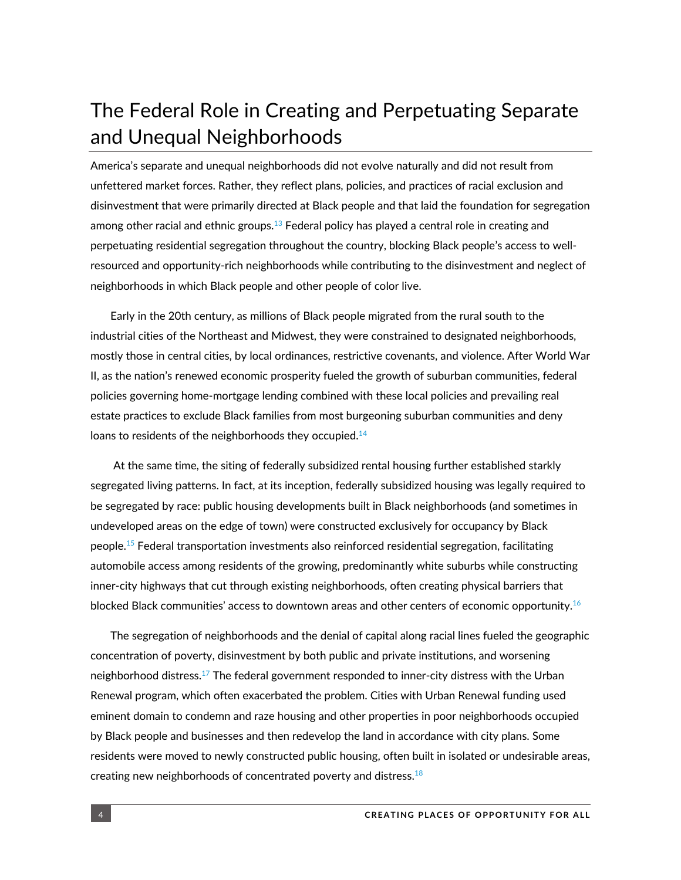# The Federal Role in Creating and Perpetuating Separate and Unequal Neighborhoods

America's separate and unequal neighborhoods did not evolve naturally and did not result from unfettered market forces. Rather, they reflect plans, policies, and practices of racial exclusion and disinvestment that were primarily directed at Black people and that laid the foundation for segregation among other racial and ethnic groups.[13] Federal policy has played a central role in creating and perpetuating residential segregation throughout the country, blocking Black people's access to well-resourced and opportunity-rich neighborhoods while contributing to the disinvestment and neglect of neighborhoods in which Black people and other people of color live.

Early in the 20th century, as millions of Black people migrated from the rural south to the industrial cities of the Northeast and Midwest, they were constrained to designated neighborhoods, mostly those in central cities, by local ordinances, restrictive covenants, and violence. After World War II, as the nation's renewed economic prosperity fueled the growth of suburban communities, federal policies governing home-mortgage lending combined with these local policies and prevailing real estate practices to exclude Black families from most burgeoning suburban communities and deny loans to residents of the neighborhoods they occupied.[14]

At the same time, the siting of federally subsidized rental housing further established starkly segregated living patterns. In fact, at its inception, federally subsidized housing was legally required to be segregated by race: public housing developments built in Black neighborhoods (and sometimes in undeveloped areas on the edge of town) were constructed exclusively for occupancy by Black people.[15] Federal transportation investments also reinforced residential segregation, facilitating automobile access among residents of the growing, predominantly white suburbs while constructing inner-city highways that cut through existing neighborhoods, often creating physical barriers that blocked Black communities' access to downtown areas and other centers of economic opportunity.[16]

The segregation of neighborhoods and the denial of capital along racial lines fueled the geographic concentration of poverty, disinvestment by both public and private institutions, and worsening neighborhood distress.[17] The federal government responded to inner-city distress with the Urban Renewal program, which often exacerbated the problem. Cities with Urban Renewal funding used eminent domain to condemn and raze housing and other properties in poor neighborhoods occupied by Black people and businesses and then redevelop the land in accordance with city plans. Some residents were moved to newly constructed public housing, often built in isolated or undesirable areas, creating new neighborhoods of concentrated poverty and distress.[18]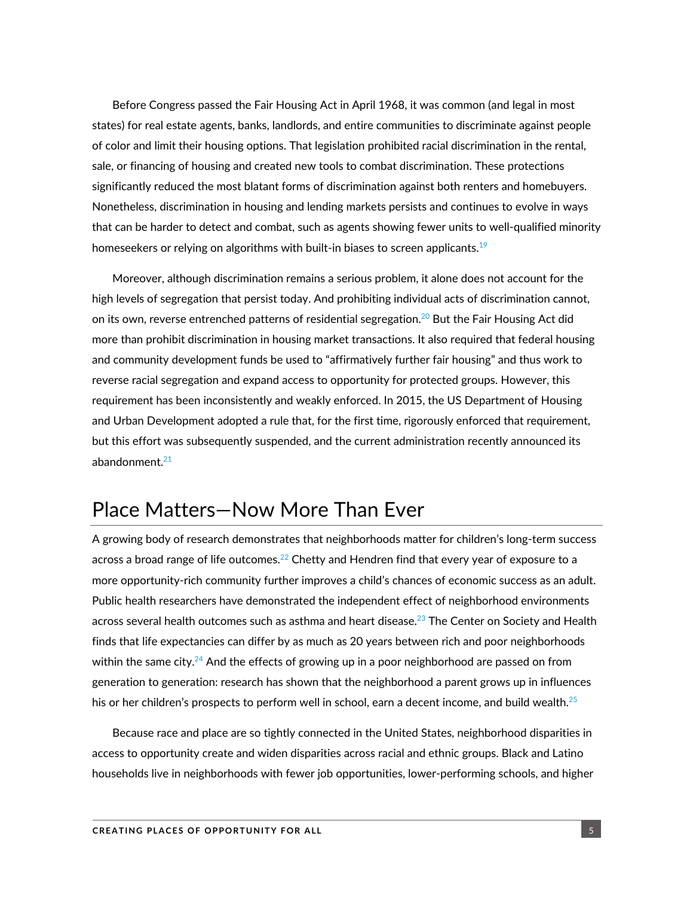Before Congress passed the Fair Housing Act in April 1968, it was common (and legal in most states) for real estate agents, banks, landlords, and entire communities to discriminate against people of color and limit their housing options. That legislation prohibited racial discrimination in the rental, sale, or financing of housing and created new tools to combat discrimination. These protections significantly reduced the most blatant forms of discrimination against both renters and homebuyers. Nonetheless, discrimination in housing and lending markets persists and continues to evolve in ways that can be harder to detect and combat, such as agents showing fewer units to well-qualified minority homeseekers or relying on algorithms with built-in biases to screen applicants.[19]

Moreover, although discrimination remains a serious problem, it alone does not account for the high levels of segregation that persist today. And prohibiting individual acts of discrimination cannot, on its own, reverse entrenched patterns of residential segregation.[20] But the Fair Housing Act did more than prohibit discrimination in housing market transactions. It also required that federal housing and community development funds be used to "affirmatively further fair housing" and thus work to reverse racial segregation and expand access to opportunity for protected groups. However, this requirement has been inconsistently and weakly enforced. In 2015, the US Department of Housing and Urban Development adopted a rule that, for the first time, rigorously enforced that requirement, but this effort was subsequently suspended, and the current administration recently announced its abandonment.[21]

## Place Matters—Now More Than Ever

A growing body of research demonstrates that neighborhoods matter for children's long-term success across a broad range of life outcomes.[22] Chetty and Hendren find that every year of exposure to a more opportunity-rich community further improves a child's chances of economic success as an adult. Public health researchers have demonstrated the independent effect of neighborhood environments across several health outcomes such as asthma and heart disease.[23] The Center on Society and Health finds that life expectancies can differ by as much as 20 years between rich and poor neighborhoods within the same city.[24] And the effects of growing up in a poor neighborhood are passed on from generation to generation: research has shown that the neighborhood a parent grows up in influences his or her children's prospects to perform well in school, earn a decent income, and build wealth.[25]

Because race and place are so tightly connected in the United States, neighborhood disparities in access to opportunity create and widen disparities across racial and ethnic groups. Black and Latino households live in neighborhoods with fewer job opportunities, lower-performing schools, and higher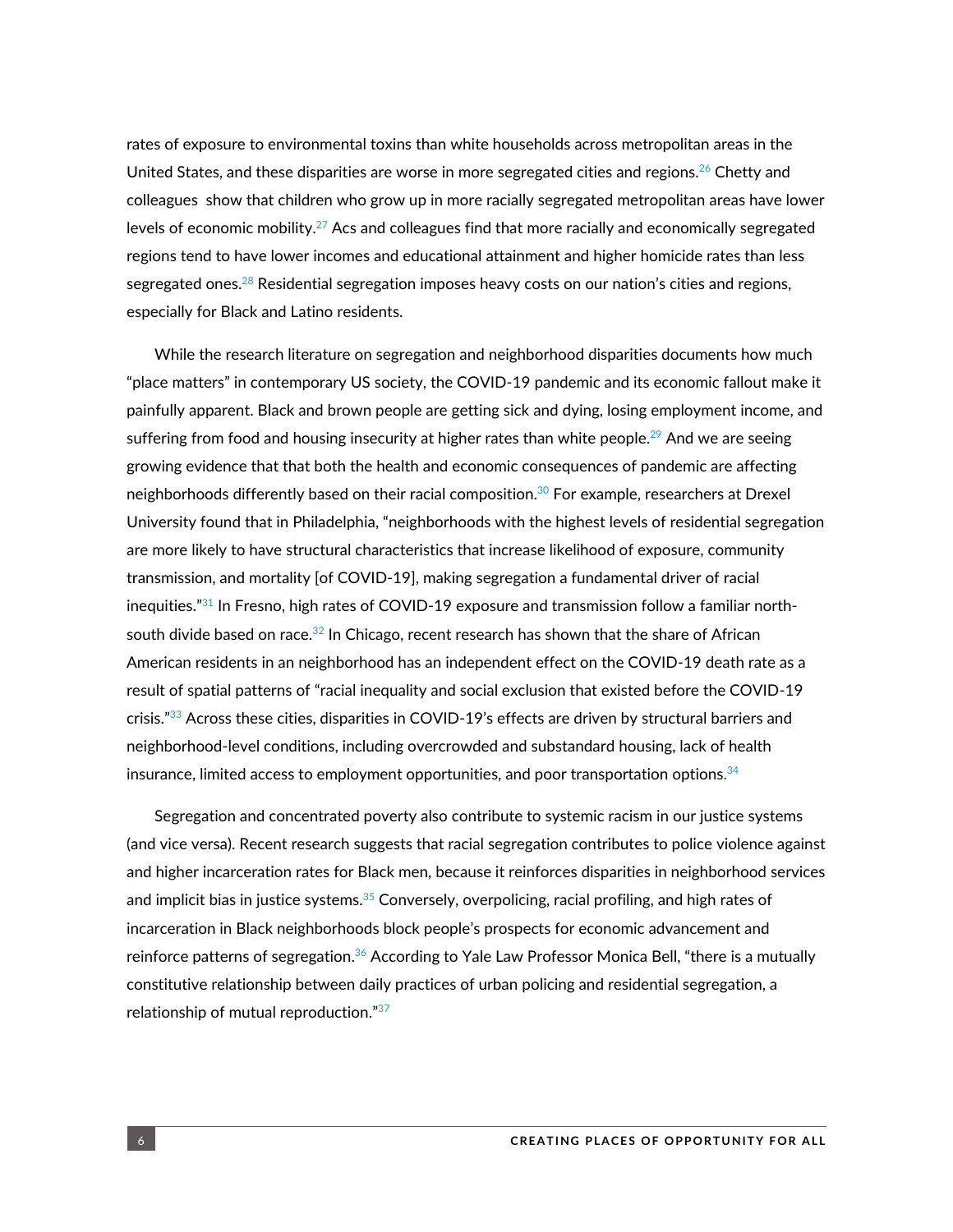rates of exposure to environmental toxins than white households across metropolitan areas in the United States, and these disparities are worse in more segregated cities and regions.[26] Chetty and colleagues show that children who grow up in more racially segregated metropolitan areas have lower levels of economic mobility.[27] Acs and colleagues find that more racially and economically segregated regions tend to have lower incomes and educational attainment and higher homicide rates than less segregated ones.[28] Residential segregation imposes heavy costs on our nation's cities and regions, especially for Black and Latino residents.

While the research literature on segregation and neighborhood disparities documents how much "place matters" in contemporary US society, the COVID-19 pandemic and its economic fallout make it painfully apparent. Black and brown people are getting sick and dying, losing employment income, and suffering from food and housing insecurity at higher rates than white people.[29] And we are seeing growing evidence that that both the health and economic consequences of pandemic are affecting neighborhoods differently based on their racial composition.[30] For example, researchers at Drexel University found that in Philadelphia, "neighborhoods with the highest levels of residential segregation are more likely to have structural characteristics that increase likelihood of exposure, community transmission, and mortality [of COVID-19], making segregation a fundamental driver of racial inequities."[31] In Fresno, high rates of COVID-19 exposure and transmission follow a familiar north-south divide based on race.[32] In Chicago, recent research has shown that the share of African American residents in an neighborhood has an independent effect on the COVID-19 death rate as a result of spatial patterns of "racial inequality and social exclusion that existed before the COVID-19 crisis."[33] Across these cities, disparities in COVID-19's effects are driven by structural barriers and neighborhood-level conditions, including overcrowded and substandard housing, lack of health insurance, limited access to employment opportunities, and poor transportation options.[34]

Segregation and concentrated poverty also contribute to systemic racism in our justice systems (and vice versa). Recent research suggests that racial segregation contributes to police violence against and higher incarceration rates for Black men, because it reinforces disparities in neighborhood services and implicit bias in justice systems.[35] Conversely, overpolicing, racial profiling, and high rates of incarceration in Black neighborhoods block people's prospects for economic advancement and reinforce patterns of segregation.[36] According to Yale Law Professor Monica Bell, "there is a mutually constitutive relationship between daily practices of urban policing and residential segregation, a relationship of mutual reproduction."[37]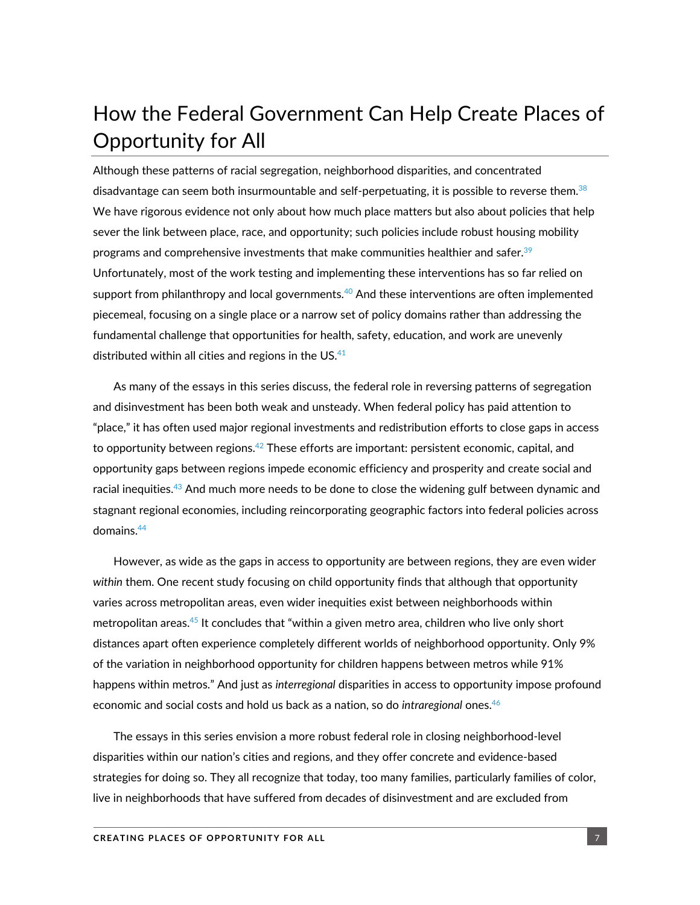# How the Federal Government Can Help Create Places of Opportunity for All

Although these patterns of racial segregation, neighborhood disparities, and concentrated disadvantage can seem both insurmountable and self-perpetuating, it is possible to reverse them.[38] We have rigorous evidence not only about how much place matters but also about policies that help sever the link between place, race, and opportunity; such policies include robust housing mobility programs and comprehensive investments that make communities healthier and safer.[39] Unfortunately, most of the work testing and implementing these interventions has so far relied on support from philanthropy and local governments.[40] And these interventions are often implemented piecemeal, focusing on a single place or a narrow set of policy domains rather than addressing the fundamental challenge that opportunities for health, safety, education, and work are unevenly distributed within all cities and regions in the US.[41]

As many of the essays in this series discuss, the federal role in reversing patterns of segregation and disinvestment has been both weak and unsteady. When federal policy has paid attention to "place," it has often used major regional investments and redistribution efforts to close gaps in access to opportunity between regions.[42] These efforts are important: persistent economic, capital, and opportunity gaps between regions impede economic efficiency and prosperity and create social and racial inequities.[43] And much more needs to be done to close the widening gulf between dynamic and stagnant regional economies, including reincorporating geographic factors into federal policies across domains.[44]

However, as wide as the gaps in access to opportunity are between regions, they are even wider *within* them. One recent study focusing on child opportunity finds that although that opportunity varies across metropolitan areas, even wider inequities exist between neighborhoods within metropolitan areas.[45] It concludes that "within a given metro area, children who live only short distances apart often experience completely different worlds of neighborhood opportunity. Only 9% of the variation in neighborhood opportunity for children happens between metros while 91% happens within metros." And just as *interregional* disparities in access to opportunity impose profound economic and social costs and hold us back as a nation, so do *intraregional* ones.[46]

The essays in this series envision a more robust federal role in closing neighborhood-level disparities within our nation's cities and regions, and they offer concrete and evidence-based strategies for doing so. They all recognize that today, too many families, particularly families of color, live in neighborhoods that have suffered from decades of disinvestment and are excluded from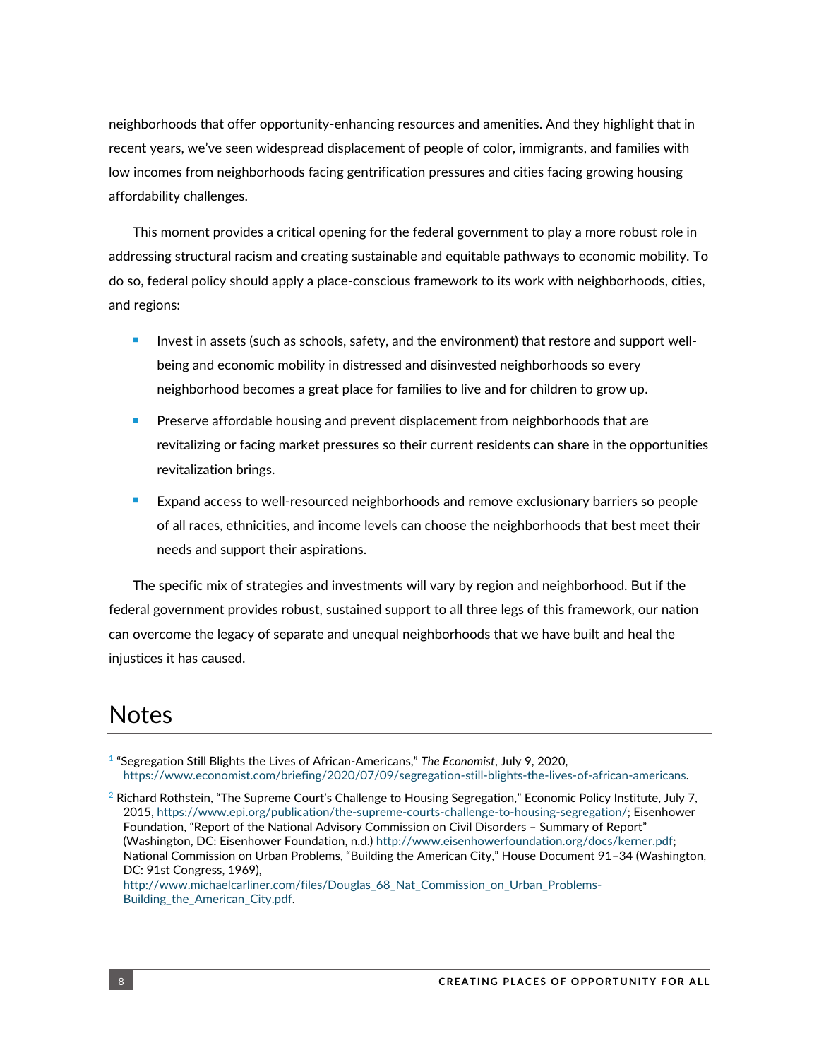neighborhoods that offer opportunity-enhancing resources and amenities. And they highlight that in recent years, we've seen widespread displacement of people of color, immigrants, and families with low incomes from neighborhoods facing gentrification pressures and cities facing growing housing affordability challenges.

This moment provides a critical opening for the federal government to play a more robust role in addressing structural racism and creating sustainable and equitable pathways to economic mobility. To do so, federal policy should apply a place-conscious framework to its work with neighborhoods, cities, and regions:

- Invest in assets (such as schools, safety, and the environment) that restore and support well-being and economic mobility in distressed and disinvested neighborhoods so every neighborhood becomes a great place for families to live and for children to grow up.
- Preserve affordable housing and prevent displacement from neighborhoods that are revitalizing or facing market pressures so their current residents can share in the opportunities revitalization brings.
- Expand access to well-resourced neighborhoods and remove exclusionary barriers so people of all races, ethnicities, and income levels can choose the neighborhoods that best meet their needs and support their aspirations.

The specific mix of strategies and investments will vary by region and neighborhood. But if the federal government provides robust, sustained support to all three legs of this framework, our nation can overcome the legacy of separate and unequal neighborhoods that we have built and heal the injustices it has caused.

# Notes

[1] "Segregation Still Blights the Lives of African-Americans," *The Economist*, July 9, 2020, https://www.economist.com/briefing/2020/07/09/segregation-still-blights-the-lives-of-african-americans.

[2] Richard Rothstein, "The Supreme Court's Challenge to Housing Segregation," Economic Policy Institute, July 7, 2015, https://www.epi.org/publication/the-supreme-courts-challenge-to-housing-segregation/; Eisenhower Foundation, "Report of the National Advisory Commission on Civil Disorders – Summary of Report" (Washington, DC: Eisenhower Foundation, n.d.) http://www.eisenhowerfoundation.org/docs/kerner.pdf; National Commission on Urban Problems, "Building the American City," House Document 91–34 (Washington, DC: 91st Congress, 1969), http://www.michaelcarliner.com/files/Douglas_68_Nat_Commission_on_Urban_Problems-Building_the_American_City.pdf.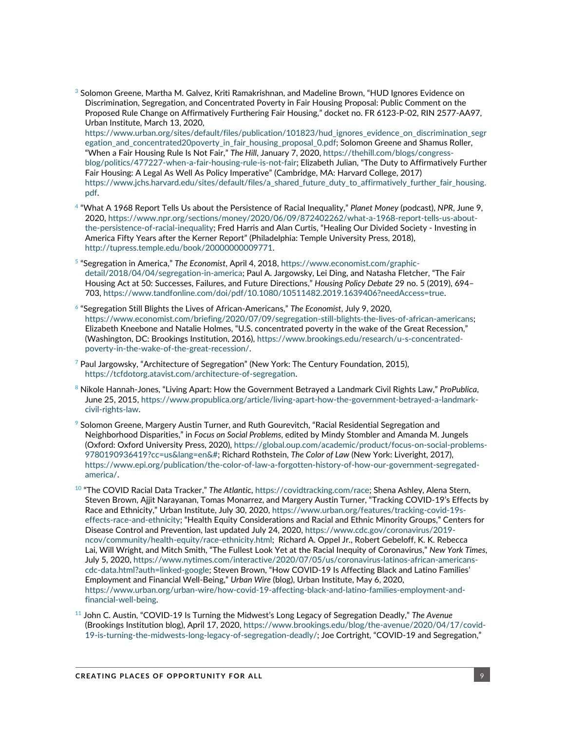[3] Solomon Greene, Martha M. Galvez, Kriti Ramakrishnan, and Madeline Brown, "HUD Ignores Evidence on Discrimination, Segregation, and Concentrated Poverty in Fair Housing Proposal: Public Comment on the Proposed Rule Change on Affirmatively Furthering Fair Housing," docket no. FR 6123-P-02, RIN 2577-AA97, Urban Institute, March 13, 2020, https://www.urban.org/sites/default/files/publication/101823/hud_ignores_evidence_on_discrimination_segregation_and_concentrated20poverty_in_fair_housing_proposal_0.pdf; Solomon Greene and Shamus Roller, "When a Fair Housing Rule Is Not Fair," *The Hill*, January 7, 2020, https://thehill.com/blogs/congress-blog/politics/477227-when-a-fair-housing-rule-is-not-fair; Elizabeth Julian, "The Duty to Affirmatively Further Fair Housing: A Legal As Well As Policy Imperative" (Cambridge, MA: Harvard College, 2017) https://www.jchs.harvard.edu/sites/default/files/a_shared_future_duty_to_affirmatively_further_fair_housing.pdf.

[4] "What A 1968 Report Tells Us about the Persistence of Racial Inequality," *Planet Money* (podcast), *NPR*, June 9, 2020, https://www.npr.org/sections/money/2020/06/09/872402262/what-a-1968-report-tells-us-about-the-persistence-of-racial-inequality; Fred Harris and Alan Curtis, "Healing Our Divided Society - Investing in America Fifty Years after the Kerner Report" (Philadelphia: Temple University Press, 2018), http://tupress.temple.edu/book/20000000009771.

[5] "Segregation in America," *The Economist*, April 4, 2018, https://www.economist.com/graphic-detail/2018/04/04/segregation-in-america; Paul A. Jargowsky, Lei Ding, and Natasha Fletcher, "The Fair Housing Act at 50: Successes, Failures, and Future Directions," *Housing Policy Debate* 29 no. 5 (2019), 694–703, https://www.tandfonline.com/doi/pdf/10.1080/10511482.2019.1639406?needAccess=true.

[6] "Segregation Still Blights the Lives of African-Americans," *The Economist*, July 9, 2020, https://www.economist.com/briefing/2020/07/09/segregation-still-blights-the-lives-of-african-americans; Elizabeth Kneebone and Natalie Holmes, "U.S. concentrated poverty in the wake of the Great Recession," (Washington, DC: Brookings Institution, 2016), https://www.brookings.edu/research/u-s-concentrated-poverty-in-the-wake-of-the-great-recession/.

[7] Paul Jargowsky, "Architecture of Segregation" (New York: The Century Foundation, 2015), https://tcfdotorg.atavist.com/architecture-of-segregation.

[8] Nikole Hannah-Jones, "Living Apart: How the Government Betrayed a Landmark Civil Rights Law," *ProPublica*, June 25, 2015, https://www.propublica.org/article/living-apart-how-the-government-betrayed-a-landmark-civil-rights-law.

[9] Solomon Greene, Margery Austin Turner, and Ruth Gourevitch, "Racial Residential Segregation and Neighborhood Disparities," in *Focus on Social Problems*, edited by Mindy Stombler and Amanda M. Jungels (Oxford: Oxford University Press, 2020), https://global.oup.com/academic/product/focus-on-social-problems-9780190936419?cc=us&lang=en&#; Richard Rothstein, *The Color of Law* (New York: Liveright, 2017), https://www.epi.org/publication/the-color-of-law-a-forgotten-history-of-how-our-government-segregated-america/.

[10] "The COVID Racial Data Tracker," *The Atlantic*, https://covidtracking.com/race; Shena Ashley, Alena Stern, Steven Brown, Ajjit Narayanan, Tomas Monarrez, and Margery Austin Turner, "Tracking COVID-19's Effects by Race and Ethnicity," Urban Institute, July 30, 2020, https://www.urban.org/features/tracking-covid-19s-effects-race-and-ethnicity; "Health Equity Considerations and Racial and Ethnic Minority Groups," Centers for Disease Control and Prevention, last updated July 24, 2020, https://www.cdc.gov/coronavirus/2019-ncov/community/health-equity/race-ethnicity.html; Richard A. Oppel Jr., Robert Gebeloff, K. K. Rebecca Lai, Will Wright, and Mitch Smith, "The Fullest Look Yet at the Racial Inequity of Coronavirus," *New York Times*, July 5, 2020, https://www.nytimes.com/interactive/2020/07/05/us/coronavirus-latinos-african-americans-cdc-data.html?auth=linked-google; Steven Brown, "How COVID-19 Is Affecting Black and Latino Families' Employment and Financial Well-Being," *Urban Wire* (blog), Urban Institute, May 6, 2020, https://www.urban.org/urban-wire/how-covid-19-affecting-black-and-latino-families-employment-and-financial-well-being.

[11] John C. Austin, "COVID-19 Is Turning the Midwest's Long Legacy of Segregation Deadly," *The Avenue* (Brookings Institution blog), April 17, 2020, https://www.brookings.edu/blog/the-avenue/2020/04/17/covid-19-is-turning-the-midwests-long-legacy-of-segregation-deadly/; Joe Cortright, "COVID-19 and Segregation,"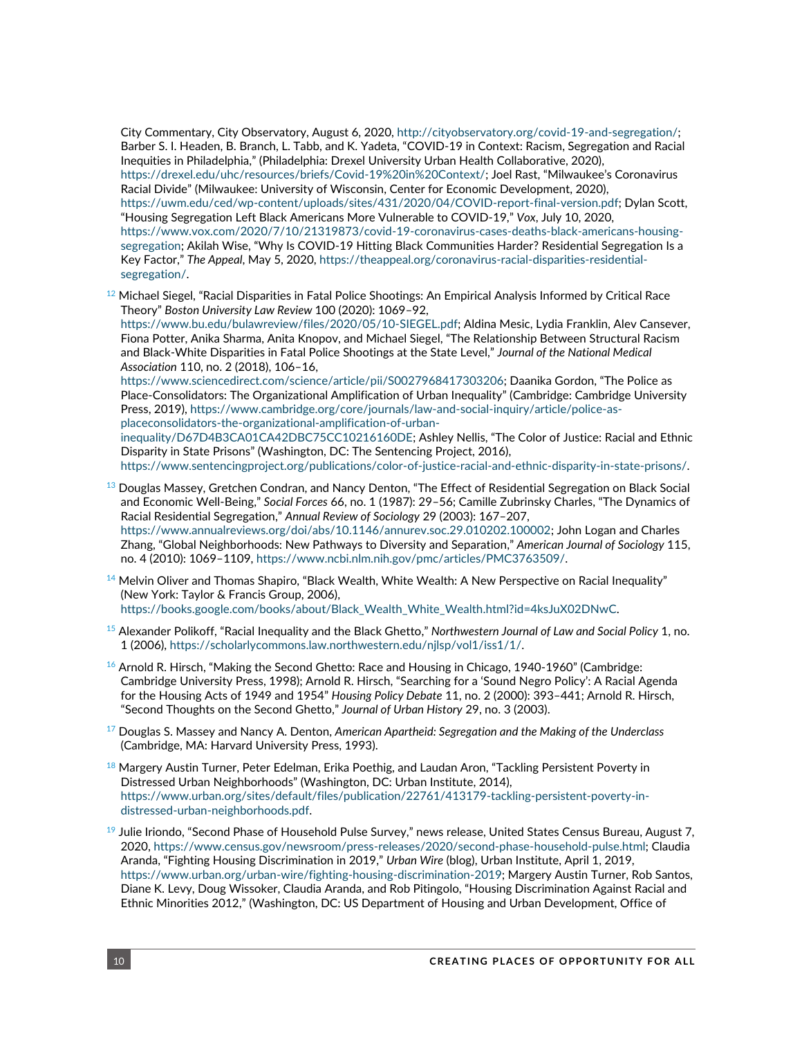City Commentary, City Observatory, August 6, 2020, http://cityobservatory.org/covid-19-and-segregation/; Barber S. I. Headen, B. Branch, L. Tabb, and K. Yadeta, "COVID-19 in Context: Racism, Segregation and Racial Inequities in Philadelphia," (Philadelphia: Drexel University Urban Health Collaborative, 2020), https://drexel.edu/uhc/resources/briefs/Covid-19%20in%20Context/; Joel Rast, "Milwaukee's Coronavirus Racial Divide" (Milwaukee: University of Wisconsin, Center for Economic Development, 2020), https://uwm.edu/ced/wp-content/uploads/sites/431/2020/04/COVID-report-final-version.pdf; Dylan Scott, "Housing Segregation Left Black Americans More Vulnerable to COVID-19," *Vox*, July 10, 2020, https://www.vox.com/2020/7/10/21319873/covid-19-coronavirus-cases-deaths-black-americans-housing-segregation; Akilah Wise, "Why Is COVID-19 Hitting Black Communities Harder? Residential Segregation Is a Key Factor," *The Appeal*, May 5, 2020, https://theappeal.org/coronavirus-racial-disparities-residential-segregation/.

[12] Michael Siegel, "Racial Disparities in Fatal Police Shootings: An Empirical Analysis Informed by Critical Race Theory" *Boston University Law Review* 100 (2020): 1069–92, https://www.bu.edu/bulawreview/files/2020/05/10-SIEGEL.pdf; Aldina Mesic, Lydia Franklin, Alev Cansever, Fiona Potter, Anika Sharma, Anita Knopov, and Michael Siegel, "The Relationship Between Structural Racism and Black-White Disparities in Fatal Police Shootings at the State Level," *Journal of the National Medical Association* 110, no. 2 (2018), 106–16, https://www.sciencedirect.com/science/article/pii/S0027968417303206; Daanika Gordon, "The Police as Place-Consolidators: The Organizational Amplification of Urban Inequality" (Cambridge: Cambridge University Press, 2019), https://www.cambridge.org/core/journals/law-and-social-inquiry/article/police-as-placeconsolidators-the-organizational-amplification-of-urban-inequality/D67D4B3CA01CA42DBC75CC10216160DE; Ashley Nellis, "The Color of Justice: Racial and Ethnic Disparity in State Prisons" (Washington, DC: The Sentencing Project, 2016), https://www.sentencingproject.org/publications/color-of-justice-racial-and-ethnic-disparity-in-state-prisons/.

[13] Douglas Massey, Gretchen Condran, and Nancy Denton, "The Effect of Residential Segregation on Black Social and Economic Well-Being," *Social Forces* 66, no. 1 (1987): 29–56; Camille Zubrinsky Charles, "The Dynamics of Racial Residential Segregation," *Annual Review of Sociology* 29 (2003): 167–207, https://www.annualreviews.org/doi/abs/10.1146/annurev.soc.29.010202.100002; John Logan and Charles Zhang, "Global Neighborhoods: New Pathways to Diversity and Separation," *American Journal of Sociology* 115, no. 4 (2010): 1069–1109, https://www.ncbi.nlm.nih.gov/pmc/articles/PMC3763509/.

[14] Melvin Oliver and Thomas Shapiro, "Black Wealth, White Wealth: A New Perspective on Racial Inequality" (New York: Taylor & Francis Group, 2006), https://books.google.com/books/about/Black_White_Wealth.html?id=4ksJuX02DNwC.

[15] Alexander Polikoff, "Racial Inequality and the Black Ghetto," *Northwestern Journal of Law and Social Policy* 1, no. 1 (2006), https://scholarlycommons.law.northwestern.edu/njlsp/vol1/iss1/1/.

[16] Arnold R. Hirsch, "Making the Second Ghetto: Race and Housing in Chicago, 1940-1960" (Cambridge: Cambridge University Press, 1998); Arnold R. Hirsch, "Searching for a 'Sound Negro Policy': A Racial Agenda for the Housing Acts of 1949 and 1954" *Housing Policy Debate* 11, no. 2 (2000): 393–441; Arnold R. Hirsch, "Second Thoughts on the Second Ghetto," *Journal of Urban History* 29, no. 3 (2003).

[17] Douglas S. Massey and Nancy A. Denton, *American Apartheid: Segregation and the Making of the Underclass* (Cambridge, MA: Harvard University Press, 1993).

[18] Margery Austin Turner, Peter Edelman, Erika Poethig, and Laudan Aron, "Tackling Persistent Poverty in Distressed Urban Neighborhoods" (Washington, DC: Urban Institute, 2014), https://www.urban.org/sites/default/files/publication/22761/413179-tackling-persistent-poverty-in-distressed-urban-neighborhoods.pdf.

[19] Julie Iriondo, "Second Phase of Household Pulse Survey," news release, United States Census Bureau, August 7, 2020, https://www.census.gov/newsroom/press-releases/2020/second-phase-household-pulse.html; Claudia Aranda, "Fighting Housing Discrimination in 2019," *Urban Wire* (blog), Urban Institute, April 1, 2019, https://www.urban.org/urban-wire/fighting-housing-discrimination-2019; Margery Austin Turner, Rob Santos, Diane K. Levy, Doug Wissoker, Claudia Aranda, and Rob Pitingolo, "Housing Discrimination Against Racial and Ethnic Minorities 2012," (Washington, DC: US Department of Housing and Urban Development, Office of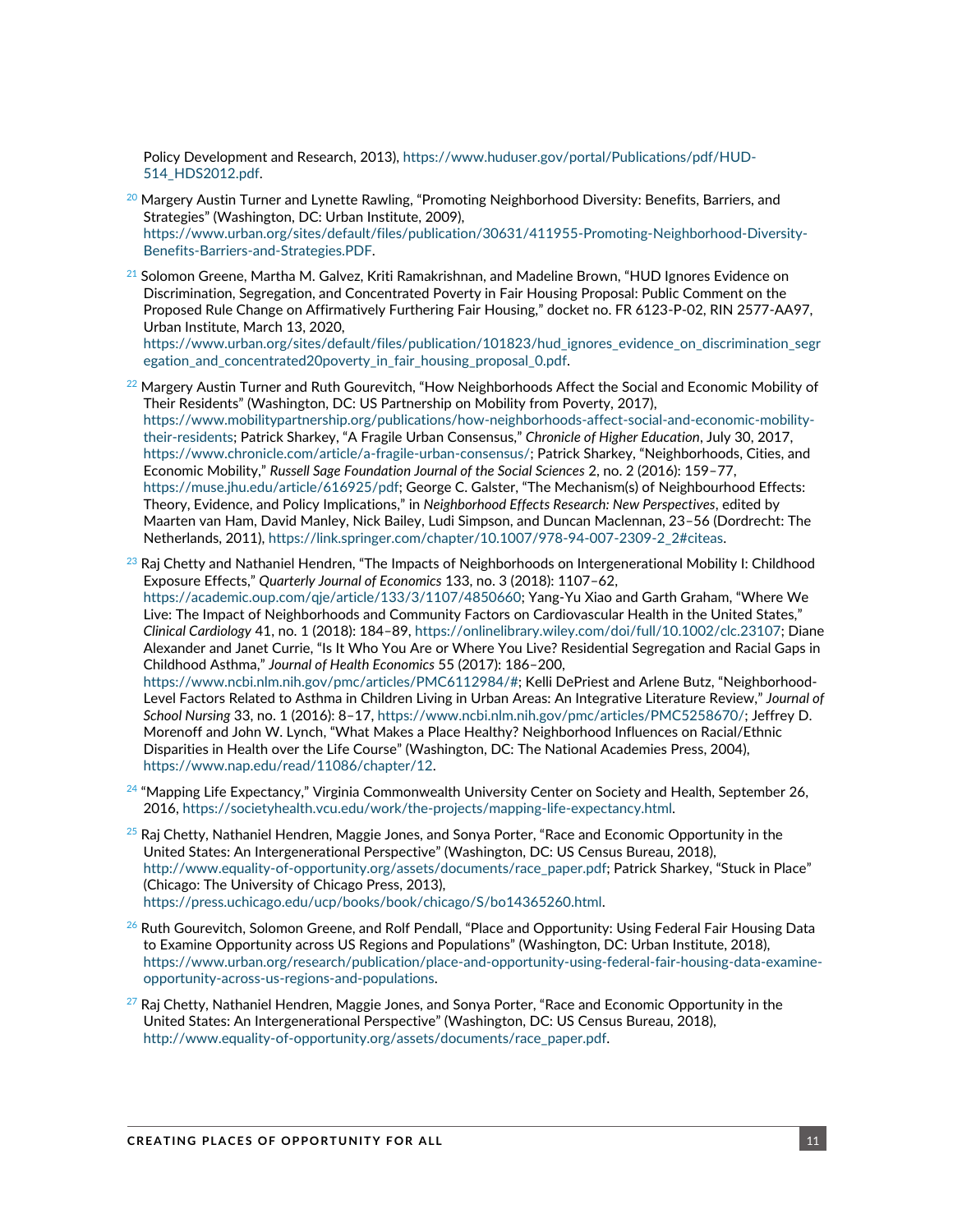Policy Development and Research, 2013), https://www.huduser.gov/portal/Publications/pdf/HUD-514_HDS2012.pdf.

[20] Margery Austin Turner and Lynette Rawling, "Promoting Neighborhood Diversity: Benefits, Barriers, and Strategies" (Washington, DC: Urban Institute, 2009), https://www.urban.org/sites/default/files/publication/30631/411955-Promoting-Neighborhood-Diversity-Benefits-Barriers-and-Strategies.PDF.

[21] Solomon Greene, Martha M. Galvez, Kriti Ramakrishnan, and Madeline Brown, "HUD Ignores Evidence on Discrimination, Segregation, and Concentrated Poverty in Fair Housing Proposal: Public Comment on the Proposed Rule Change on Affirmatively Furthering Fair Housing," docket no. FR 6123-P-02, RIN 2577-AA97, Urban Institute, March 13, 2020, https://www.urban.org/sites/default/files/publication/101823/hud_ignores_evidence_on_discrimination_segregation_and_concentrated20poverty_in_fair_housing_proposal_0.pdf.

[22] Margery Austin Turner and Ruth Gourevitch, "How Neighborhoods Affect the Social and Economic Mobility of Their Residents" (Washington, DC: US Partnership on Mobility from Poverty, 2017), https://www.mobilitypartnership.org/publications/how-neighborhoods-affect-social-and-economic-mobility-their-residents; Patrick Sharkey, "A Fragile Urban Consensus," *Chronicle of Higher Education*, July 30, 2017, https://www.chronicle.com/article/a-fragile-urban-consensus/; Patrick Sharkey, "Neighborhoods, Cities, and Economic Mobility," *Russell Sage Foundation Journal of the Social Sciences* 2, no. 2 (2016): 159–77, https://muse.jhu.edu/article/616925/pdf; George C. Galster, "The Mechanism(s) of Neighbourhood Effects: Theory, Evidence, and Policy Implications," in *Neighborhood Effects Research: New Perspectives*, edited by Maarten van Ham, David Manley, Nick Bailey, Ludi Simpson, and Duncan Maclennan, 23–56 (Dordrecht: The Netherlands, 2011), https://link.springer.com/chapter/10.1007/978-94-007-2309-2_2#citeas.

[23] Raj Chetty and Nathaniel Hendren, "The Impacts of Neighborhoods on Intergenerational Mobility I: Childhood Exposure Effects," *Quarterly Journal of Economics* 133, no. 3 (2018): 1107–62, https://academic.oup.com/qje/article/133/3/1107/4850660; Yang-Yu Xiao and Garth Graham, "Where We Live: The Impact of Neighborhoods and Community Factors on Cardiovascular Health in the United States," *Clinical Cardiology* 41, no. 1 (2018): 184–89, https://onlinelibrary.wiley.com/doi/full/10.1002/clc.23107; Diane Alexander and Janet Currie, "Is It Who You Are or Where You Live? Residential Segregation and Racial Gaps in Childhood Asthma," *Journal of Health Economics* 55 (2017): 186–200, https://www.ncbi.nlm.nih.gov/pmc/articles/PMC6112984/#; Kelli DePriest and Arlene Butz, "Neighborhood-Level Factors Related to Asthma in Children Living in Urban Areas: An Integrative Literature Review," *Journal of School Nursing* 33, no. 1 (2016): 8–17, https://www.ncbi.nlm.nih.gov/pmc/articles/PMC5258670/; Jeffrey D. Morenoff and John W. Lynch, "What Makes a Place Healthy? Neighborhood Influences on Racial/Ethnic Disparities in Health over the Life Course" (Washington, DC: The National Academies Press, 2004), https://www.nap.edu/read/11086/chapter/12.

[24] "Mapping Life Expectancy," Virginia Commonwealth University Center on Society and Health, September 26, 2016, https://societyhealth.vcu.edu/work/the-projects/mapping-life-expectancy.html.

[25] Raj Chetty, Nathaniel Hendren, Maggie Jones, and Sonya Porter, "Race and Economic Opportunity in the United States: An Intergenerational Perspective" (Washington, DC: US Census Bureau, 2018), http://www.equality-of-opportunity.org/assets/documents/race_paper.pdf; Patrick Sharkey, "Stuck in Place" (Chicago: The University of Chicago Press, 2013), https://press.uchicago.edu/ucp/books/book/chicago/S/bo14365260.html.

[26] Ruth Gourevitch, Solomon Greene, and Rolf Pendall, "Place and Opportunity: Using Federal Fair Housing Data to Examine Opportunity across US Regions and Populations" (Washington, DC: Urban Institute, 2018), https://www.urban.org/research/publication/place-and-opportunity-using-federal-fair-housing-data-examine-opportunity-across-us-regions-and-populations.

[27] Raj Chetty, Nathaniel Hendren, Maggie Jones, and Sonya Porter, "Race and Economic Opportunity in the United States: An Intergenerational Perspective" (Washington, DC: US Census Bureau, 2018), http://www.equality-of-opportunity.org/assets/documents/race_paper.pdf.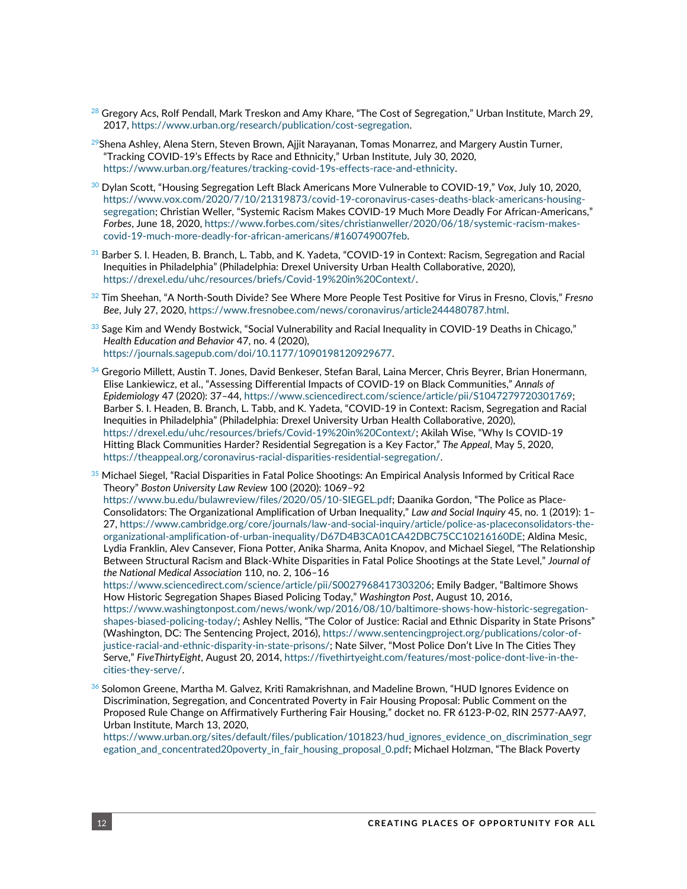[28] Gregory Acs, Rolf Pendall, Mark Treskon and Amy Khare, "The Cost of Segregation," Urban Institute, March 29, 2017, https://www.urban.org/research/publication/cost-segregation.

[29] Shena Ashley, Alena Stern, Steven Brown, Ajjit Narayanan, Tomas Monarrez, and Margery Austin Turner, "Tracking COVID-19's Effects by Race and Ethnicity," Urban Institute, July 30, 2020, https://www.urban.org/features/tracking-covid-19s-effects-race-and-ethnicity.

[30] Dylan Scott, "Housing Segregation Left Black Americans More Vulnerable to COVID-19," *Vox*, July 10, 2020, https://www.vox.com/2020/7/10/21319873/covid-19-coronavirus-cases-deaths-black-americans-housing-segregation; Christian Weller, "Systemic Racism Makes COVID-19 Much More Deadly For African-Americans," *Forbes*, June 18, 2020, https://www.forbes.com/sites/christianweller/2020/06/18/systemic-racism-makes-covid-19-much-more-deadly-for-african-americans/#160749007feb.

[31] Barber S. I. Headen, B. Branch, L. Tabb, and K. Yadeta, "COVID-19 in Context: Racism, Segregation and Racial Inequities in Philadelphia" (Philadelphia: Drexel University Urban Health Collaborative, 2020), https://drexel.edu/uhc/resources/briefs/Covid-19%20in%20Context/.

[32] Tim Sheehan, "A North-South Divide? See Where More People Test Positive for Virus in Fresno, Clovis," *Fresno Bee*, July 27, 2020, https://www.fresnobee.com/news/coronavirus/article244480787.html.

[33] Sage Kim and Wendy Bostwick, "Social Vulnerability and Racial Inequality in COVID-19 Deaths in Chicago," *Health Education and Behavior* 47, no. 4 (2020), https://journals.sagepub.com/doi/10.1177/1090198120929677.

[34] Gregorio Millett, Austin T. Jones, David Benkeser, Stefan Baral, Laina Mercer, Chris Beyrer, Brian Honermann, Elise Lankiewicz, et al., "Assessing Differential Impacts of COVID-19 on Black Communities," *Annals of Epidemiology* 47 (2020): 37–44, https://www.sciencedirect.com/science/article/pii/S1047279720301769; Barber S. I. Headen, B. Branch, L. Tabb, and K. Yadeta, "COVID-19 in Context: Racism, Segregation and Racial Inequities in Philadelphia" (Philadelphia: Drexel University Urban Health Collaborative, 2020), https://drexel.edu/uhc/resources/briefs/Covid-19%20in%20Context/; Akilah Wise, "Why Is COVID-19 Hitting Black Communities Harder? Residential Segregation is a Key Factor," *The Appeal*, May 5, 2020, https://theappeal.org/coronavirus-racial-disparities-residential-segregation/.

[35] Michael Siegel, "Racial Disparities in Fatal Police Shootings: An Empirical Analysis Informed by Critical Race Theory" *Boston University Law Review* 100 (2020): 1069–92 https://www.bu.edu/bulawreview/files/2020/05/10-SIEGEL.pdf; Daanika Gordon, "The Police as Place-Consolidators: The Organizational Amplification of Urban Inequality," *Law and Social Inquiry* 45, no. 1 (2019): 1–27, https://www.cambridge.org/core/journals/law-and-social-inquiry/article/police-as-placeconsolidators-the-organizational-amplification-of-urban-inequality/D67D4B3CA01CA42DBC75CC10216160DE; Aldina Mesic, Lydia Franklin, Alev Cansever, Fiona Potter, Anika Sharma, Anita Knopov, and Michael Siegel, "The Relationship Between Structural Racism and Black-White Disparities in Fatal Police Shootings at the State Level," *Journal of the National Medical Association* 110, no. 2, 106–16 https://www.sciencedirect.com/science/article/pii/S0027968417303206; Emily Badger, "Baltimore Shows How Historic Segregation Shapes Biased Policing Today," *Washington Post*, August 10, 2016, https://www.washingtonpost.com/news/wonk/wp/2016/08/10/baltimore-shows-how-historic-segregation-shapes-biased-policing-today/; Ashley Nellis, "The Color of Justice: Racial and Ethnic Disparity in State Prisons" (Washington, DC: The Sentencing Project, 2016), https://www.sentencingproject.org/publications/color-of-justice-racial-and-ethnic-disparity-in-state-prisons/; Nate Silver, "Most Police Don't Live In The Cities They Serve," *FiveThirtyEight*, August 20, 2014, https://fivethirtyeight.com/features/most-police-dont-live-in-the-cities-they-serve/.

[36] Solomon Greene, Martha M. Galvez, Kriti Ramakrishnan, and Madeline Brown, "HUD Ignores Evidence on Discrimination, Segregation, and Concentrated Poverty in Fair Housing Proposal: Public Comment on the Proposed Rule Change on Affirmatively Furthering Fair Housing," docket no. FR 6123-P-02, RIN 2577-AA97, Urban Institute, March 13, 2020, https://www.urban.org/sites/default/files/publication/101823/hud_ignores_evidence_on_discrimination_segregation_and_concentrated20poverty_in_fair_housing_proposal_0.pdf; Michael Holzman, "The Black Poverty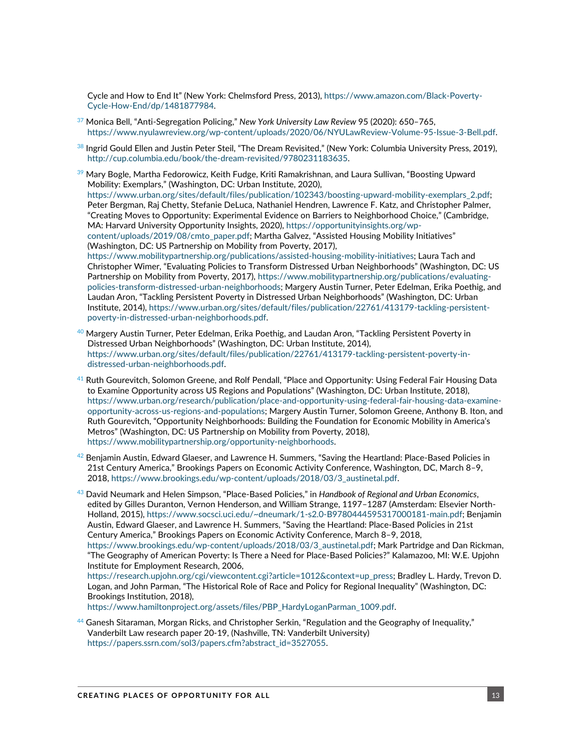Cycle and How to End It" (New York: Chelmsford Press, 2013), https://www.amazon.com/Black-Poverty-Cycle-How-End/dp/1481877984.

[37] Monica Bell, "Anti-Segregation Policing," *New York University Law Review* 95 (2020): 650–765, https://www.nyulawreview.org/wp-content/uploads/2020/06/NYULawReview-Volume-95-Issue-3-Bell.pdf.

[38] Ingrid Gould Ellen and Justin Peter Steil, "The Dream Revisited," (New York: Columbia University Press, 2019), http://cup.columbia.edu/book/the-dream-revisited/9780231183635.

[39] Mary Bogle, Martha Fedorowicz, Keith Fudge, Kriti Ramakrishnan, and Laura Sullivan, "Boosting Upward Mobility: Exemplars," (Washington, DC: Urban Institute, 2020), https://www.urban.org/sites/default/files/publication/102343/boosting-upward-mobility-exemplars_2.pdf; Peter Bergman, Raj Chetty, Stefanie DeLuca, Nathaniel Hendren, Lawrence F. Katz, and Christopher Palmer, "Creating Moves to Opportunity: Experimental Evidence on Barriers to Neighborhood Choice," (Cambridge, MA: Harvard University Opportunity Insights, 2020), https://opportunityinsights.org/wp-content/uploads/2019/08/cmto_paper.pdf; Martha Galvez, "Assisted Housing Mobility Initiatives" (Washington, DC: US Partnership on Mobility from Poverty, 2017), https://www.mobilitypartnership.org/publications/assisted-housing-mobility-initiatives; Laura Tach and Christopher Wimer, "Evaluating Policies to Transform Distressed Urban Neighborhoods" (Washington, DC: US Partnership on Mobility from Poverty, 2017), https://www.mobilitypartnership.org/publications/evaluating-policies-transform-distressed-urban-neighborhoods; Margery Austin Turner, Peter Edelman, Erika Poethig, and Laudan Aron, "Tackling Persistent Poverty in Distressed Urban Neighborhoods" (Washington, DC: Urban Institute, 2014), https://www.urban.org/sites/default/files/publication/22761/413179-tackling-persistent-poverty-in-distressed-urban-neighborhoods.pdf.

[40] Margery Austin Turner, Peter Edelman, Erika Poethig, and Laudan Aron, "Tackling Persistent Poverty in Distressed Urban Neighborhoods" (Washington, DC: Urban Institute, 2014), https://www.urban.org/sites/default/files/publication/22761/413179-tackling-persistent-poverty-in-distressed-urban-neighborhoods.pdf.

[41] Ruth Gourevitch, Solomon Greene, and Rolf Pendall, "Place and Opportunity: Using Federal Fair Housing Data to Examine Opportunity across US Regions and Populations" (Washington, DC: Urban Institute, 2018), https://www.urban.org/research/publication/place-and-opportunity-using-federal-fair-housing-data-examine-opportunity-across-us-regions-and-populations; Margery Austin Turner, Solomon Greene, Anthony B. Iton, and Ruth Gourevitch, "Opportunity Neighborhoods: Building the Foundation for Economic Mobility in America's Metros" (Washington, DC: US Partnership on Mobility from Poverty, 2018), https://www.mobilitypartnership.org/opportunity-neighborhoods.

[42] Benjamin Austin, Edward Glaeser, and Lawrence H. Summers, "Saving the Heartland: Place-Based Policies in 21st Century America," Brookings Papers on Economic Activity Conference, Washington, DC, March 8–9, 2018, https://www.brookings.edu/wp-content/uploads/2018/03/3_austinetal.pdf.

[43] David Neumark and Helen Simpson, "Place-Based Policies," in *Handbook of Regional and Urban Economics*, edited by Gilles Duranton, Vernon Henderson, and William Strange, 1197–1287 (Amsterdam: Elsevier North-Holland, 2015), https://www.socsci.uci.edu/~dneumark/1-s2.0-B9780444595317000181-main.pdf; Benjamin Austin, Edward Glaeser, and Lawrence H. Summers, "Saving the Heartland: Place-Based Policies in 21st Century America," Brookings Papers on Economic Activity Conference, March 8–9, 2018, https://www.brookings.edu/wp-content/uploads/2018/03/3_austinetal.pdf; Mark Partridge and Dan Rickman, "The Geography of American Poverty: Is There a Need for Place-Based Policies?" Kalamazoo, MI: W.E. Upjohn Institute for Employment Research, 2006, https://research.upjohn.org/cgi/viewcontent.cgi?article=1012&context=up_press; Bradley L. Hardy, Trevon D. Logan, and John Parman, "The Historical Role of Race and Policy for Regional Inequality" (Washington, DC: Brookings Institution, 2018), https://www.hamiltonproject.org/assets/files/PBP_HardyLoganParman_1009.pdf.

[44] Ganesh Sitaraman, Morgan Ricks, and Christopher Serkin, "Regulation and the Geography of Inequality," Vanderbilt Law research paper 20-19, (Nashville, TN: Vanderbilt University) https://papers.ssrn.com/sol3/papers.cfm?abstract_id=3527055.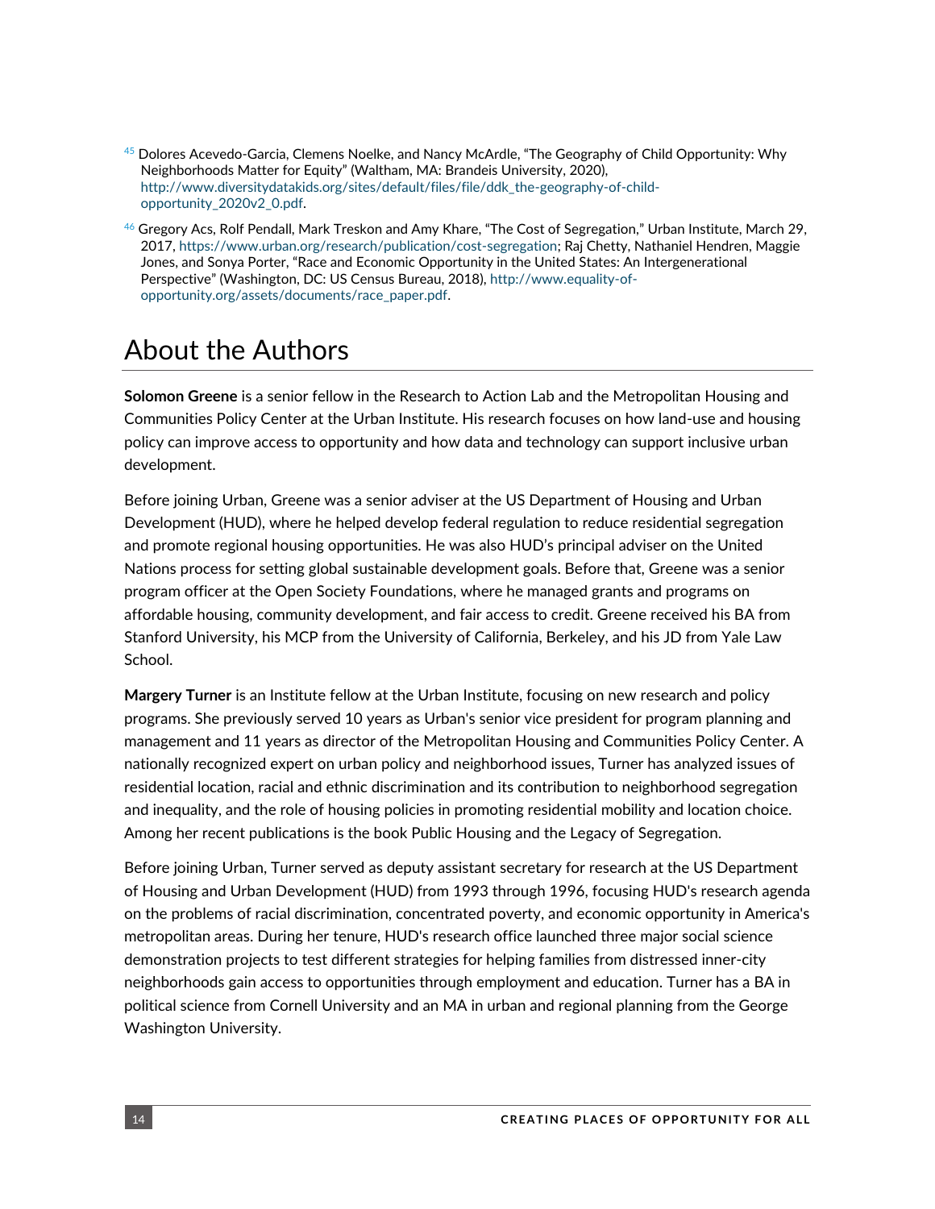[45] Dolores Acevedo-Garcia, Clemens Noelke, and Nancy McArdle, "The Geography of Child Opportunity: Why Neighborhoods Matter for Equity" (Waltham, MA: Brandeis University, 2020), http://www.diversitydatakids.org/sites/default/files/file/ddk_the-geography-of-child-opportunity_2020v2_0.pdf.

[46] Gregory Acs, Rolf Pendall, Mark Treskon and Amy Khare, "The Cost of Segregation," Urban Institute, March 29, 2017, https://www.urban.org/research/publication/cost-segregation; Raj Chetty, Nathaniel Hendren, Maggie Jones, and Sonya Porter, "Race and Economic Opportunity in the United States: An Intergenerational Perspective" (Washington, DC: US Census Bureau, 2018), http://www.equality-of-opportunity.org/assets/documents/race_paper.pdf.

# About the Authors

**Solomon Greene** is a senior fellow in the Research to Action Lab and the Metropolitan Housing and Communities Policy Center at the Urban Institute. His research focuses on how land-use and housing policy can improve access to opportunity and how data and technology can support inclusive urban development.

Before joining Urban, Greene was a senior adviser at the US Department of Housing and Urban Development (HUD), where he helped develop federal regulation to reduce residential segregation and promote regional housing opportunities. He was also HUD's principal adviser on the United Nations process for setting global sustainable development goals. Before that, Greene was a senior program officer at the Open Society Foundations, where he managed grants and programs on affordable housing, community development, and fair access to credit. Greene received his BA from Stanford University, his MCP from the University of California, Berkeley, and his JD from Yale Law School.

**Margery Turner** is an Institute fellow at the Urban Institute, focusing on new research and policy programs. She previously served 10 years as Urban's senior vice president for program planning and management and 11 years as director of the Metropolitan Housing and Communities Policy Center. A nationally recognized expert on urban policy and neighborhood issues, Turner has analyzed issues of residential location, racial and ethnic discrimination and its contribution to neighborhood segregation and inequality, and the role of housing policies in promoting residential mobility and location choice. Among her recent publications is the book Public Housing and the Legacy of Segregation.

Before joining Urban, Turner served as deputy assistant secretary for research at the US Department of Housing and Urban Development (HUD) from 1993 through 1996, focusing HUD's research agenda on the problems of racial discrimination, concentrated poverty, and economic opportunity in America's metropolitan areas. During her tenure, HUD's research office launched three major social science demonstration projects to test different strategies for helping families from distressed inner-city neighborhoods gain access to opportunities through employment and education. Turner has a BA in political science from Cornell University and an MA in urban and regional planning from the George Washington University.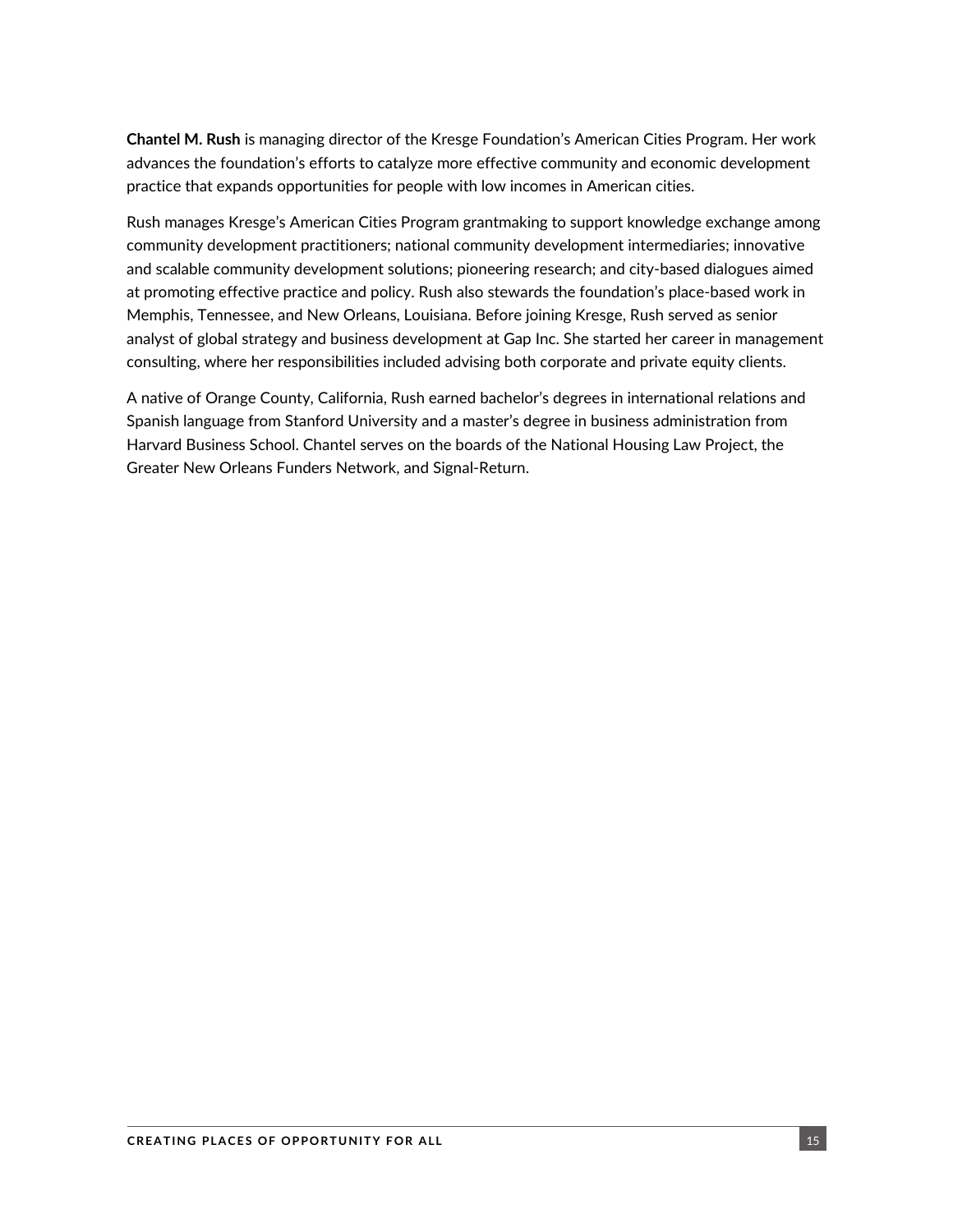**Chantel M. Rush** is managing director of the Kresge Foundation's American Cities Program. Her work advances the foundation's efforts to catalyze more effective community and economic development practice that expands opportunities for people with low incomes in American cities.

Rush manages Kresge's American Cities Program grantmaking to support knowledge exchange among community development practitioners; national community development intermediaries; innovative and scalable community development solutions; pioneering research; and city-based dialogues aimed at promoting effective practice and policy. Rush also stewards the foundation's place-based work in Memphis, Tennessee, and New Orleans, Louisiana. Before joining Kresge, Rush served as senior analyst of global strategy and business development at Gap Inc. She started her career in management consulting, where her responsibilities included advising both corporate and private equity clients.

A native of Orange County, California, Rush earned bachelor's degrees in international relations and Spanish language from Stanford University and a master's degree in business administration from Harvard Business School. Chantel serves on the boards of the National Housing Law Project, the Greater New Orleans Funders Network, and Signal-Return.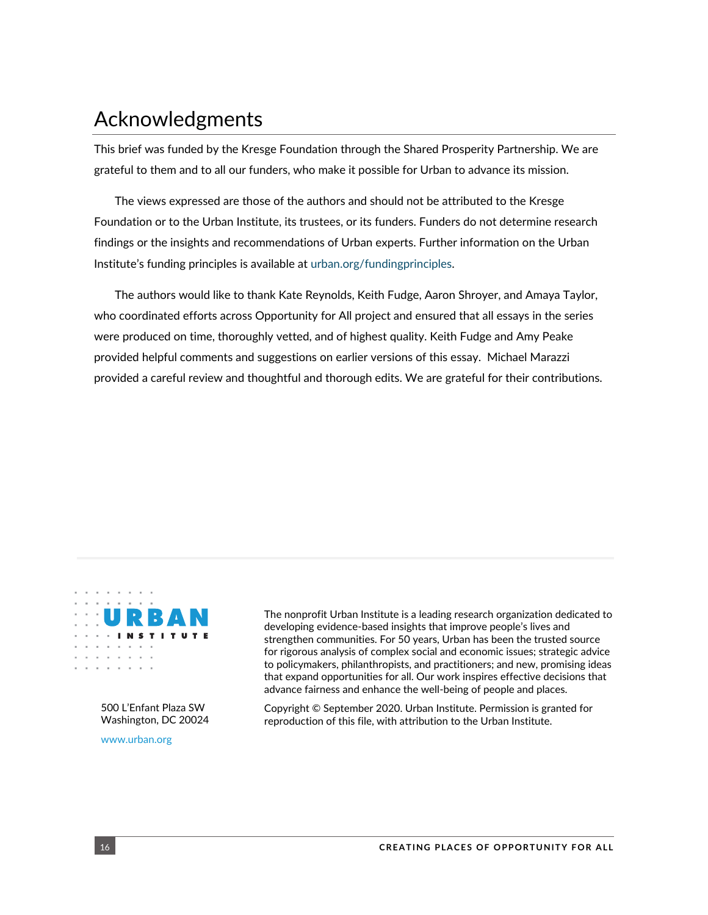# Acknowledgments

This brief was funded by the Kresge Foundation through the Shared Prosperity Partnership. We are grateful to them and to all our funders, who make it possible for Urban to advance its mission.

The views expressed are those of the authors and should not be attributed to the Kresge Foundation or to the Urban Institute, its trustees, or its funders. Funders do not determine research findings or the insights and recommendations of Urban experts. Further information on the Urban Institute's funding principles is available at urban.org/fundingprinciples.

The authors would like to thank Kate Reynolds, Keith Fudge, Aaron Shroyer, and Amaya Taylor, who coordinated efforts across Opportunity for All project and ensured that all essays in the series were produced on time, thoroughly vetted, and of highest quality. Keith Fudge and Amy Peake provided helpful comments and suggestions on earlier versions of this essay. Michael Marazzi provided a careful review and thoughtful and thorough edits. We are grateful for their contributions.

URBAN INSTITUTE

500 L'Enfant Plaza SW
Washington, DC 20024

www.urban.org

The nonprofit Urban Institute is a leading research organization dedicated to developing evidence-based insights that improve people's lives and strengthen communities. For 50 years, Urban has been the trusted source for rigorous analysis of complex social and economic issues; strategic advice to policymakers, philanthropists, and practitioners; and new, promising ideas that expand opportunities for all. Our work inspires effective decisions that advance fairness and enhance the well-being of people and places.

Copyright © September 2020. Urban Institute. Permission is granted for reproduction of this file, with attribution to the Urban Institute.